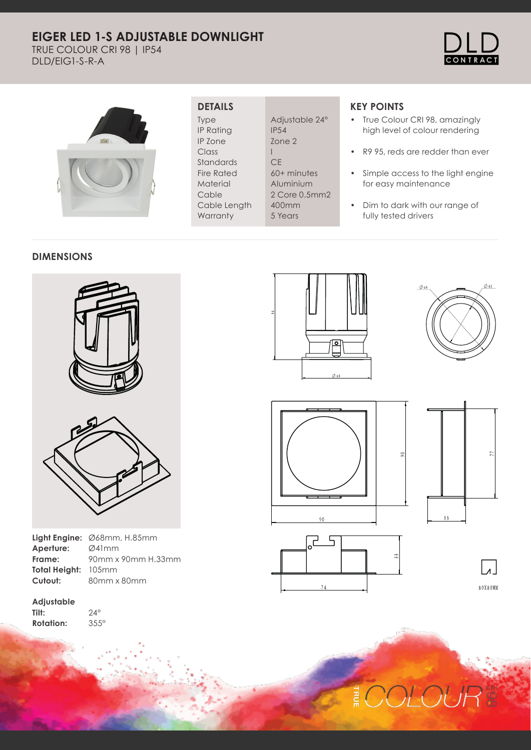# EIGER LED 1-S ADJUSTABLE DOWNLIGHT

TRUE COLOUR CRI 98 | IP54

DLD/EIG1-S-R-A

## DETAILS

| | |
|---|---|
| Type | Adjustable 24° |
| IP Rating | IP54 |
| IP Zone | Zone 2 |
| Class | I |
| Standards | CE |
| Fire Rated | 60+ minutes |
| Material | Aluminium |
| Cable | 2 Core 0.5mm2 |
| Cable Length | 400mm |
| Warranty | 5 Years |

## KEY POINTS

- True Colour CRI 98, amazingly high level of colour rendering
- R9 95, reds are redder than ever
- Simple access to the light engine for easy maintenance
- Dim to dark with our range of fully tested drivers

## DIMENSIONS

**Light Engine:** Ø68mm, H.85mm
**Aperture:** Ø41mm
**Frame:** 90mm x 90mm H.33mm
**Total Height:** 105mm
**Cutout:** 80mm x 80mm

**Adjustable**
**Tilt:** 24°
**Rotation:** 355°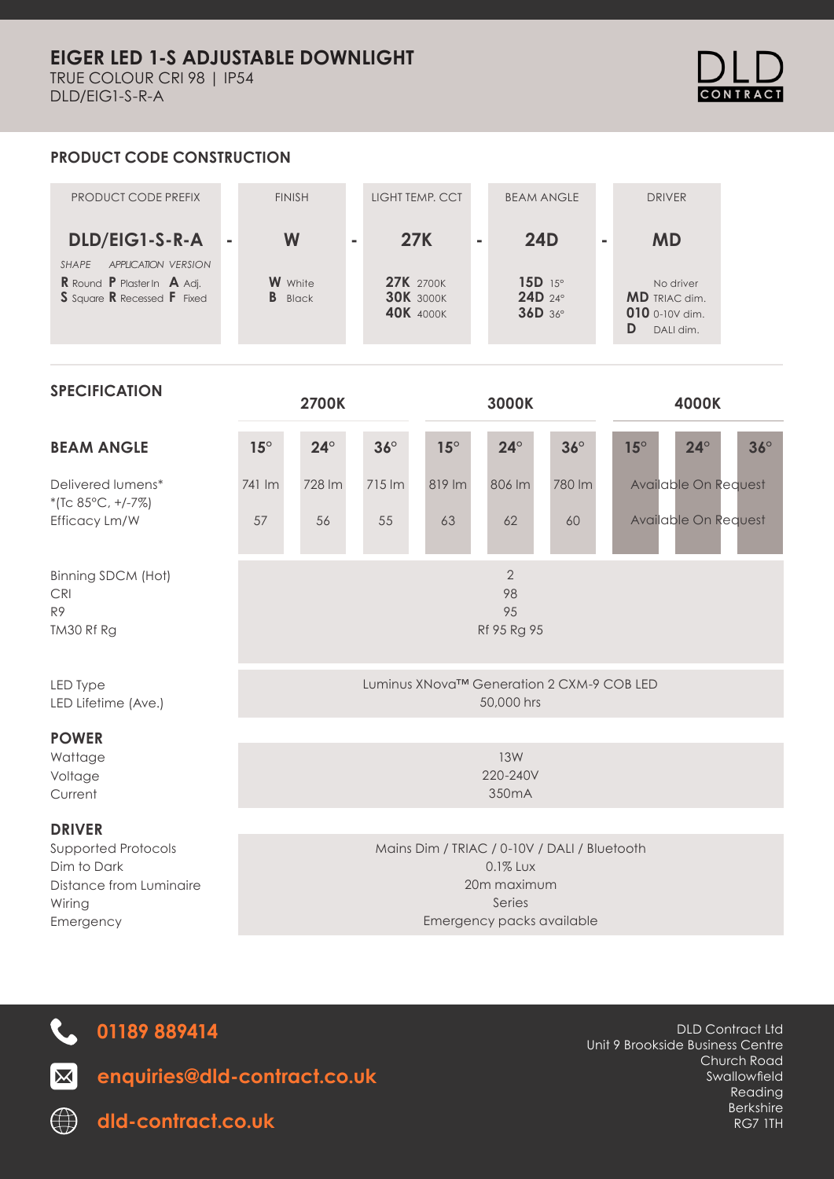# EIGER LED 1-S ADJUSTABLE DOWNLIGHT

TRUE COLOUR CRI 98 | IP54
DLD/EIG1-S-R-A

DLD CONTRACT

## PRODUCT CODE CONSTRUCTION

| PRODUCT CODE PREFIX | | FINISH | | LIGHT TEMP. CCT | | BEAM ANGLE | | DRIVER |
|---|---|---|---|---|---|---|---|---|
| **DLD/EIG1-S-R-A** | - | **W** | - | **27K** | - | **24D** | - | **MD** |
| *SHAPE* **R** Round **S** Square; *APPLICATION* **P** Plaster In **R** Recessed; *VERSION* **A** Adj. **F** Fixed | | **W** White<br>**B** Black | | **27K** 2700K<br>**30K** 3000K<br>**40K** 4000K | | **15D** 15°<br>**24D** 24°<br>**36D** 36° | | No driver<br>**MD** TRIAC dim.<br>**010** 0-10V dim.<br>**D** DALI dim. |

## SPECIFICATION

| | 2700K | | | 3000K | | | 4000K | | |
|---|---|---|---|---|---|---|---|---|---|
| **BEAM ANGLE** | **15°** | **24°** | **36°** | **15°** | **24°** | **36°** | **15°** | **24°** | **36°** |
| Delivered lumens*<br>*(Tc 85°C, +/-7%) | 741 lm | 728 lm | 715 lm | 819 lm | 806 lm | 780 lm | Available On Request | | |
| Efficacy Lm/W | 57 | 56 | 55 | 63 | 62 | 60 | Available On Request | | |
| Binning SDCM (Hot) | 2 | | | | | | | | |
| CRI | 98 | | | | | | | | |
| R9 | 95 | | | | | | | | |
| TM30 Rf Rg | Rf 95 Rg 95 | | | | | | | | |
| LED Type | Luminus XNova™ Generation 2 CXM-9 COB LED | | | | | | | | |
| LED Lifetime (Ave.) | 50,000 hrs | | | | | | | | |
| **POWER** | | | | | | | | | |
| Wattage | 13W | | | | | | | | |
| Voltage | 220-240V | | | | | | | | |
| Current | 350mA | | | | | | | | |
| **DRIVER** | | | | | | | | | |
| Supported Protocols | Mains Dim / TRIAC / 0-10V / DALI / Bluetooth | | | | | | | | |
| Dim to Dark | 0.1% Lux | | | | | | | | |
| Distance from Luminaire | 20m maximum | | | | | | | | |
| Wiring | Series | | | | | | | | |
| Emergency | Emergency packs available | | | | | | | | |

**01189 889414**

**enquiries@dld-contract.co.uk**

**dld-contract.co.uk**

DLD Contract Ltd
Unit 9 Brookside Business Centre
Church Road
Swallowfield
Reading
Berkshire
RG7 1TH